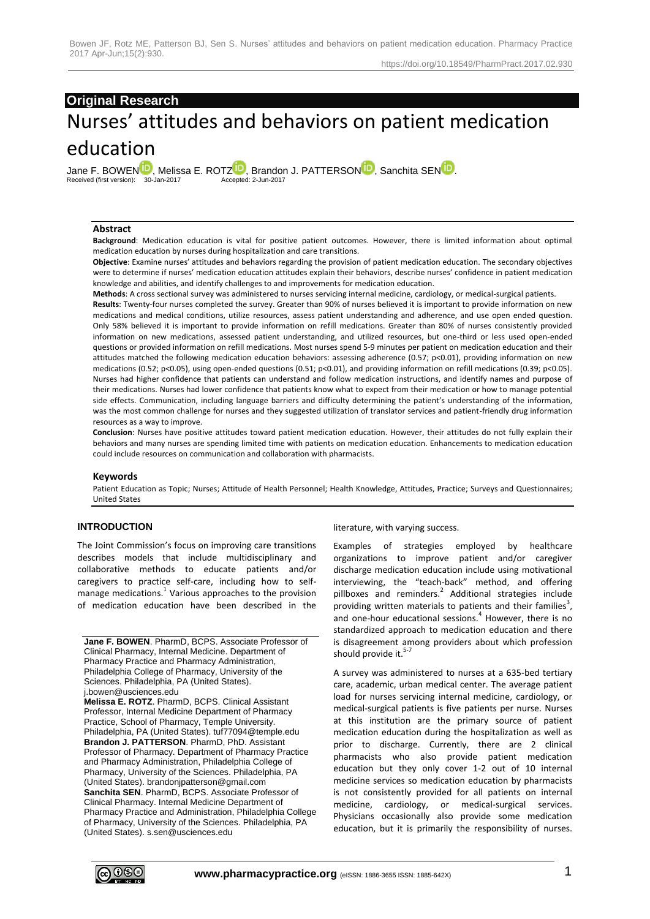## Original Research

# Nurses' attitudes and behaviors on patient medication education

Jane F. BOWEN, Melissa E. ROTZ, Brandon J. PATTERSON, Sanchita SEN.

Received (first version): 30-Jan-2017 Accepted: 2-Jun-2017

### Abstract

**Background**: Medication education is vital for positive patient outcomes. However, there is limited information about optimal medication education by nurses during hospitalization and care transitions.

**Objective**: Examine nurses' attitudes and behaviors regarding the provision of patient medication education. The secondary objectives were to determine if nurses' medication education attitudes explain their behaviors, describe nurses' confidence in patient medication knowledge and abilities, and identify challenges to and improvements for medication education.

**Methods**: A cross sectional survey was administered to nurses servicing internal medicine, cardiology, or medical-surgical patients.

**Results**: Twenty-four nurses completed the survey. Greater than 90% of nurses believed it is important to provide information on new medications and medical conditions, utilize resources, assess patient understanding and adherence, and use open ended question. Only 58% believed it is important to provide information on refill medications. Greater than 80% of nurses consistently provided information on new medications, assessed patient understanding, and utilized resources, but one-third or less used open-ended questions or provided information on refill medications. Most nurses spend 5-9 minutes per patient on medication education and their attitudes matched the following medication education behaviors: assessing adherence (0.57; $p<0.01$), providing information on new medications (0.52; $p<0.05$), using open-ended questions (0.51; $p<0.01$), and providing information on refill medications (0.39; $p<0.05$). Nurses had higher confidence that patients can understand and follow medication instructions, and identify names and purpose of their medications. Nurses had lower confidence that patients know what to expect from their medication or how to manage potential side effects. Communication, including language barriers and difficulty determining the patient's understanding of the information, was the most common challenge for nurses and they suggested utilization of translator services and patient-friendly drug information resources as a way to improve.

**Conclusion**: Nurses have positive attitudes toward patient medication education. However, their attitudes do not fully explain their behaviors and many nurses are spending limited time with patients on medication education. Enhancements to medication education could include resources on communication and collaboration with pharmacists.

### Keywords

Patient Education as Topic; Nurses; Attitude of Health Personnel; Health Knowledge, Attitudes, Practice; Surveys and Questionnaires; United States

## INTRODUCTION

The Joint Commission's focus on improving care transitions describes models that include multidisciplinary and collaborative methods to educate patients and/or caregivers to practice self-care, including how to self-manage medications.[1] Various approaches to the provision of medication education have been described in the literature, with varying success.

Examples of strategies employed by healthcare organizations to improve patient and/or caregiver discharge medication education include using motivational interviewing, the "teach-back" method, and offering pillboxes and reminders.[2] Additional strategies include providing written materials to patients and their families[3], and one-hour educational sessions.[4] However, there is no standardized approach to medication education and there is disagreement among providers about which profession should provide it.[5-7]

A survey was administered to nurses at a 635-bed tertiary care, academic, urban medical center. The average patient load for nurses servicing internal medicine, cardiology, or medical-surgical patients is five patients per nurse. Nurses at this institution are the primary source of patient medication education during the hospitalization as well as prior to discharge. Currently, there are 2 clinical pharmacists who also provide patient medication education but they only cover 1-2 out of 10 internal medicine services so medication education by pharmacists is not consistently provided for all patients on internal medicine, cardiology, or medical-surgical services. Physicians occasionally also provide some medication education, but it is primarily the responsibility of nurses.

**Jane F. BOWEN**. PharmD, BCPS. Associate Professor of Clinical Pharmacy, Internal Medicine. Department of Pharmacy Practice and Pharmacy Administration, Philadelphia College of Pharmacy, University of the Sciences. Philadelphia, PA (United States). j.bowen@usciences.edu

**Melissa E. ROTZ**. PharmD, BCPS. Clinical Assistant Professor, Internal Medicine Department of Pharmacy Practice, School of Pharmacy, Temple University. Philadelphia, PA (United States). tuf77094@temple.edu

**Brandon J. PATTERSON**. PharmD, PhD. Assistant Professor of Pharmacy. Department of Pharmacy Practice and Pharmacy Administration, Philadelphia College of Pharmacy, University of the Sciences. Philadelphia, PA (United States). brandonjpatterson@gmail.com

**Sanchita SEN**. PharmD, BCPS. Associate Professor of Clinical Pharmacy. Internal Medicine Department of Pharmacy Practice and Administration, Philadelphia College of Pharmacy, University of the Sciences. Philadelphia, PA (United States). s.sen@usciences.edu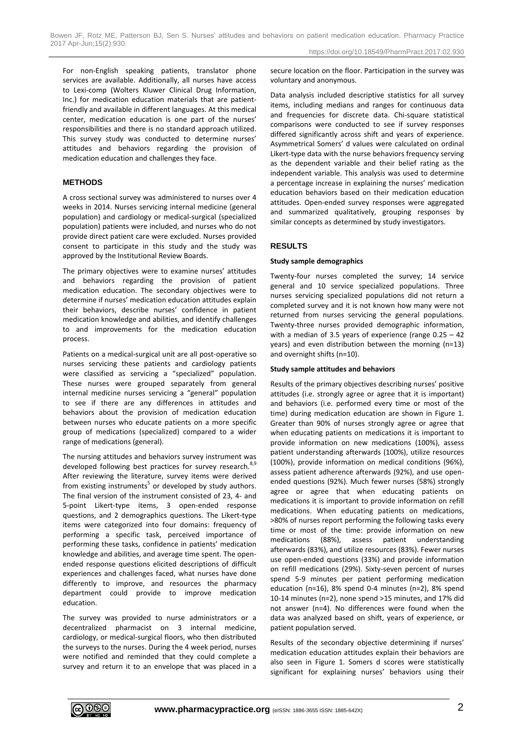For non-English speaking patients, translator phone services are available. Additionally, all nurses have access to Lexi-comp (Wolters Kluwer Clinical Drug Information, Inc.) for medication education materials that are patient-friendly and available in different languages. At this medical center, medication education is one part of the nurses' responsibilities and there is no standard approach utilized. This survey study was conducted to determine nurses' attitudes and behaviors regarding the provision of medication education and challenges they face.

## METHODS

A cross sectional survey was administered to nurses over 4 weeks in 2014. Nurses servicing internal medicine (general population) and cardiology or medical-surgical (specialized population) patients were included, and nurses who do not provide direct patient care were excluded. Nurses provided consent to participate in this study and the study was approved by the Institutional Review Boards.

The primary objectives were to examine nurses' attitudes and behaviors regarding the provision of patient medication education. The secondary objectives were to determine if nurses' medication education attitudes explain their behaviors, describe nurses' confidence in patient medication knowledge and abilities, and identify challenges to and improvements for the medication education process.

Patients on a medical-surgical unit are all post-operative so nurses servicing these patients and cardiology patients were classified as servicing a "specialized" population. These nurses were grouped separately from general internal medicine nurses servicing a "general" population to see if there are any differences in attitudes and behaviors about the provision of medication education between nurses who educate patients on a more specific group of medications (specialized) compared to a wider range of medications (general).

The nursing attitudes and behaviors survey instrument was developed following best practices for survey research.[8,9] After reviewing the literature, survey items were derived from existing instruments[5] or developed by study authors. The final version of the instrument consisted of 23, 4- and 5-point Likert-type items, 3 open-ended response questions, and 2 demographics questions. The Likert-type items were categorized into four domains: frequency of performing a specific task, perceived importance of performing these tasks, confidence in patients' medication knowledge and abilities, and average time spent. The open-ended response questions elicited descriptions of difficult experiences and challenges faced, what nurses have done differently to improve, and resources the pharmacy department could provide to improve medication education.

The survey was provided to nurse administrators or a decentralized pharmacist on 3 internal medicine, cardiology, or medical-surgical floors, who then distributed the surveys to the nurses. During the 4 week period, nurses were notified and reminded that they could complete a survey and return it to an envelope that was placed in a secure location on the floor. Participation in the survey was voluntary and anonymous.

Data analysis included descriptive statistics for all survey items, including medians and ranges for continuous data and frequencies for discrete data. Chi-square statistical comparisons were conducted to see if survey responses differed significantly across shift and years of experience. Asymmetrical Somers' d values were calculated on ordinal Likert-type data with the nurse behaviors frequency serving as the dependent variable and their belief rating as the independent variable. This analysis was used to determine a percentage increase in explaining the nurses' medication education behaviors based on their medication education attitudes. Open-ended survey responses were aggregated and summarized qualitatively, grouping responses by similar concepts as determined by study investigators.

## RESULTS

### Study sample demographics

Twenty-four nurses completed the survey; 14 service general and 10 service specialized populations. Three nurses servicing specialized populations did not return a completed survey and it is not known how many were not returned from nurses servicing the general populations. Twenty-three nurses provided demographic information, with a median of 3.5 years of experience (range 0.25 – 42 years) and even distribution between the morning (n=13) and overnight shifts (n=10).

### Study sample attitudes and behaviors

Results of the primary objectives describing nurses' positive attitudes (i.e. strongly agree or agree that it is important) and behaviors (i.e. performed every time or most of the time) during medication education are shown in Figure 1. Greater than 90% of nurses strongly agree or agree that when educating patients on medications it is important to provide information on new medications (100%), assess patient understanding afterwards (100%), utilize resources (100%), provide information on medical conditions (96%), assess patient adherence afterwards (92%), and use open-ended questions (92%). Much fewer nurses (58%) strongly agree or agree that when educating patients on medications it is important to provide information on refill medications. When educating patients on medications, >80% of nurses report performing the following tasks every time or most of the time: provide information on new medications (88%), assess patient understanding afterwards (83%), and utilize resources (83%). Fewer nurses use open-ended questions (33%) and provide information on refill medications (29%). Sixty-seven percent of nurses spend 5-9 minutes per patient performing medication education (n=16), 8% spend 0-4 minutes (n=2), 8% spend 10-14 minutes (n=2), none spend >15 minutes, and 17% did not answer (n=4). No differences were found when the data was analyzed based on shift, years of experience, or patient population served.

Results of the secondary objective determining if nurses' medication education attitudes explain their behaviors are also seen in Figure 1. Somers d scores were statistically significant for explaining nurses' behaviors using their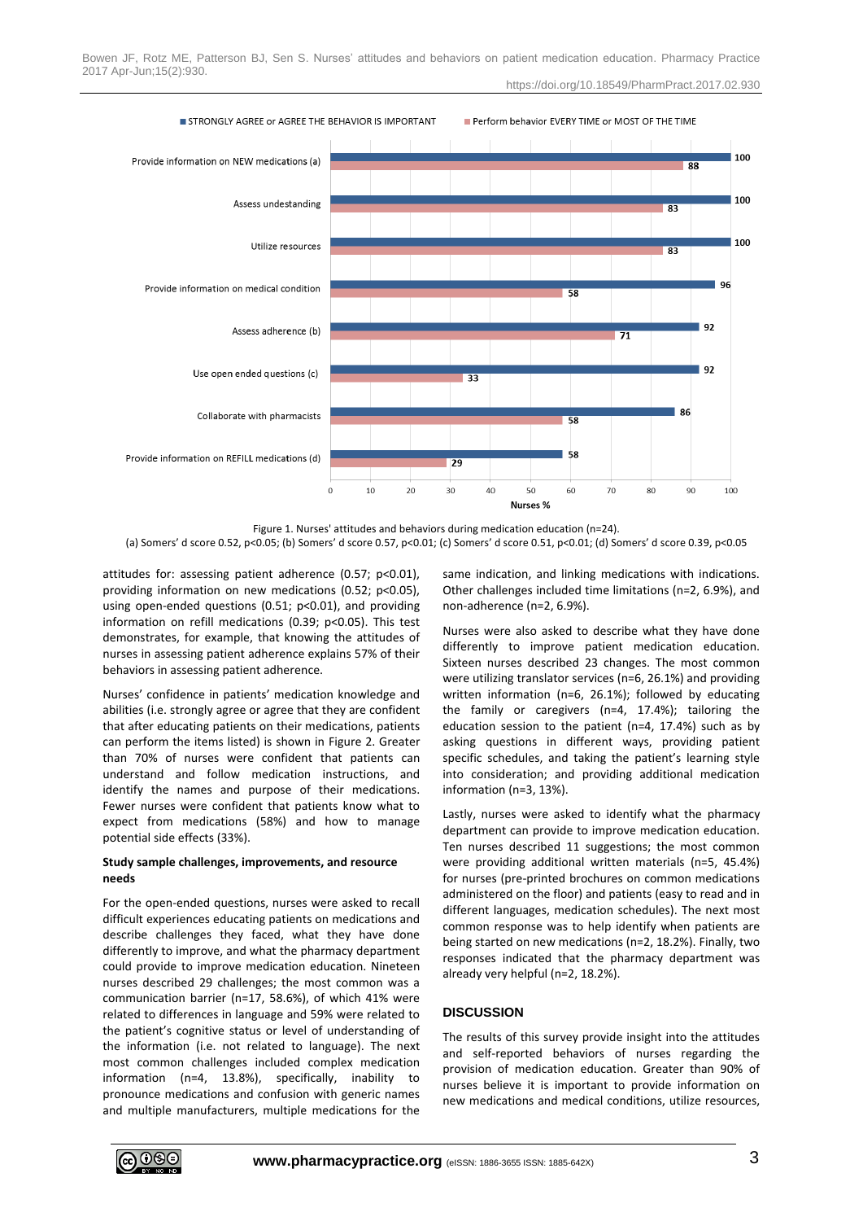| | STRONGLY AGREE or AGREE THE BEHAVIOR IS IMPORTANT | Perform behavior EVERY TIME or MOST OF THE TIME |
|---|---|---|
| Provide information on NEW medications (a) | 100 | 88 |
| Assess undestanding | 100 | 83 |
| Utilize resources | 100 | 83 |
| Provide information on medical condition | 96 | 58 |
| Assess adherence (b) | 92 | 71 |
| Use open ended questions (c) | 92 | 33 |
| Collaborate with pharmacists | 86 | 58 |
| Provide information on REFILL medications (d) | 58 | 29 |

Nurses %

Figure 1. Nurses' attitudes and behaviors during medication education (n=24).
(a) Somers' d score 0.52, p<0.05; (b) Somers' d score 0.57, p<0.01; (c) Somers' d score 0.51, p<0.01; (d) Somers' d score 0.39, p<0.05

attitudes for: assessing patient adherence (0.57; p<0.01), providing information on new medications (0.52; p<0.05), using open-ended questions (0.51; p<0.01), and providing information on refill medications (0.39; p<0.05). This test demonstrates, for example, that knowing the attitudes of nurses in assessing patient adherence explains 57% of their behaviors in assessing patient adherence.

Nurses' confidence in patients' medication knowledge and abilities (i.e. strongly agree or agree that they are confident that after educating patients on their medications, patients can perform the items listed) is shown in Figure 2. Greater than 70% of nurses were confident that patients can understand and follow medication instructions, and identify the names and purpose of their medications. Fewer nurses were confident that patients know what to expect from medications (58%) and how to manage potential side effects (33%).

**Study sample challenges, improvements, and resource needs**

For the open-ended questions, nurses were asked to recall difficult experiences educating patients on medications and describe challenges they faced, what they have done differently to improve, and what the pharmacy department could provide to improve medication education. Nineteen nurses described 29 challenges; the most common was a communication barrier (n=17, 58.6%), of which 41% were related to differences in language and 59% were related to the patient's cognitive status or level of understanding of the information (i.e. not related to language). The next most common challenges included complex medication information (n=4, 13.8%), specifically, inability to pronounce medications and confusion with generic names and multiple manufacturers, multiple medications for the same indication, and linking medications with indications. Other challenges included time limitations (n=2, 6.9%), and non-adherence (n=2, 6.9%).

Nurses were also asked to describe what they have done differently to improve patient medication education. Sixteen nurses described 23 changes. The most common were utilizing translator services (n=6, 26.1%) and providing written information (n=6, 26.1%); followed by educating the family or caregivers (n=4, 17.4%); tailoring the education session to the patient (n=4, 17.4%) such as by asking questions in different ways, providing patient specific schedules, and taking the patient's learning style into consideration; and providing additional medication information (n=3, 13%).

Lastly, nurses were asked to identify what the pharmacy department can provide to improve medication education. Ten nurses described 11 suggestions; the most common were providing additional written materials (n=5, 45.4%) for nurses (pre-printed brochures on common medications administered on the floor) and patients (easy to read and in different languages, medication schedules). The next most common response was to help identify when patients are being started on new medications (n=2, 18.2%). Finally, two responses indicated that the pharmacy department was already very helpful (n=2, 18.2%).

## DISCUSSION

The results of this survey provide insight into the attitudes and self-reported behaviors of nurses regarding the provision of medication education. Greater than 90% of nurses believe it is important to provide information on new medications and medical conditions, utilize resources,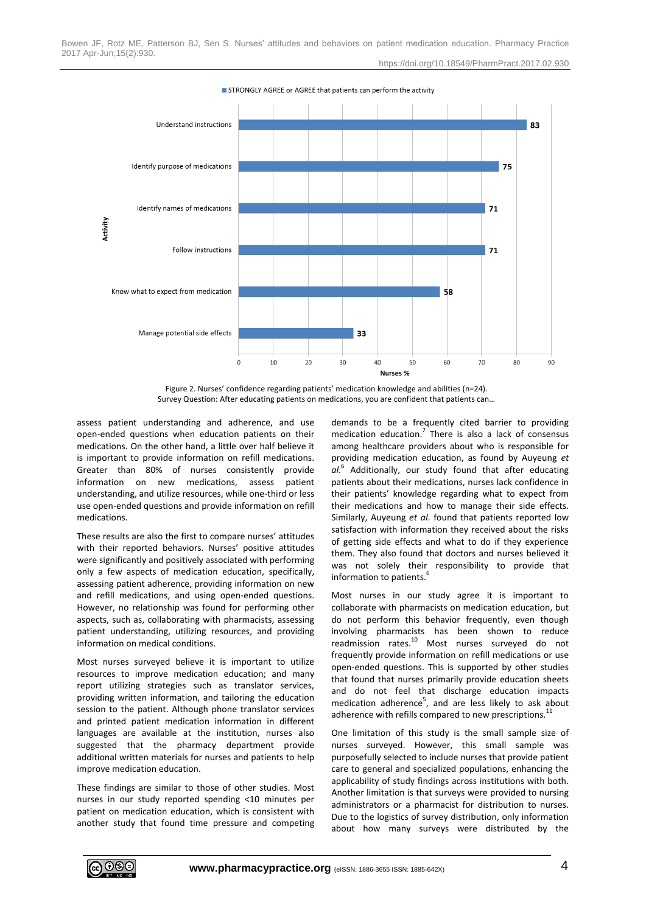STRONGLY AGREE or AGREE that patients can perform the activity

Activity

Understand instructions 83

Identify purpose of medications 75

Identify names of medications 71

Follow instructions 71

Know what to expect from medication 58

Manage potential side effects 33

0 10 20 30 40 50 60 70 80 90

Nurses %

Figure 2. Nurses' confidence regarding patients' medication knowledge and abilities (n=24).
Survey Question: After educating patients on medications, you are confident that patients can…

assess patient understanding and adherence, and use open-ended questions when education patients on their medications. On the other hand, a little over half believe it is important to provide information on refill medications. Greater than 80% of nurses consistently provide information on new medications, assess patient understanding, and utilize resources, while one-third or less use open-ended questions and provide information on refill medications.

These results are also the first to compare nurses' attitudes with their reported behaviors. Nurses' positive attitudes were significantly and positively associated with performing only a few aspects of medication education, specifically, assessing patient adherence, providing information on new and refill medications, and using open-ended questions. However, no relationship was found for performing other aspects, such as, collaborating with pharmacists, assessing patient understanding, utilizing resources, and providing information on medical conditions.

Most nurses surveyed believe it is important to utilize resources to improve medication education; and many report utilizing strategies such as translator services, providing written information, and tailoring the education session to the patient. Although phone translator services and printed patient medication information in different languages are available at the institution, nurses also suggested that the pharmacy department provide additional written materials for nurses and patients to help improve medication education.

These findings are similar to those of other studies. Most nurses in our study reported spending <10 minutes per patient on medication education, which is consistent with another study that found time pressure and competing demands to be a frequently cited barrier to providing medication education.[7] There is also a lack of consensus among healthcare providers about who is responsible for providing medication education, as found by Auyeung *et al*.[6] Additionally, our study found that after educating patients about their medications, nurses lack confidence in their patients' knowledge regarding what to expect from their medications and how to manage their side effects. Similarly, Auyeung *et al*. found that patients reported low satisfaction with information they received about the risks of getting side effects and what to do if they experience them. They also found that doctors and nurses believed it was not solely their responsibility to provide that information to patients.[6]

Most nurses in our study agree it is important to collaborate with pharmacists on medication education, but do not perform this behavior frequently, even though involving pharmacists has been shown to reduce readmission rates.[10] Most nurses surveyed do not frequently provide information on refill medications or use open-ended questions. This is supported by other studies that found that nurses primarily provide education sheets and do not feel that discharge education impacts medication adherence[5], and are less likely to ask about adherence with refills compared to new prescriptions.[11]

One limitation of this study is the small sample size of nurses surveyed. However, this small sample was purposefully selected to include nurses that provide patient care to general and specialized populations, enhancing the applicability of study findings across institutions with both. Another limitation is that surveys were provided to nursing administrators or a pharmacist for distribution to nurses. Due to the logistics of survey distribution, only information about how many surveys were distributed by the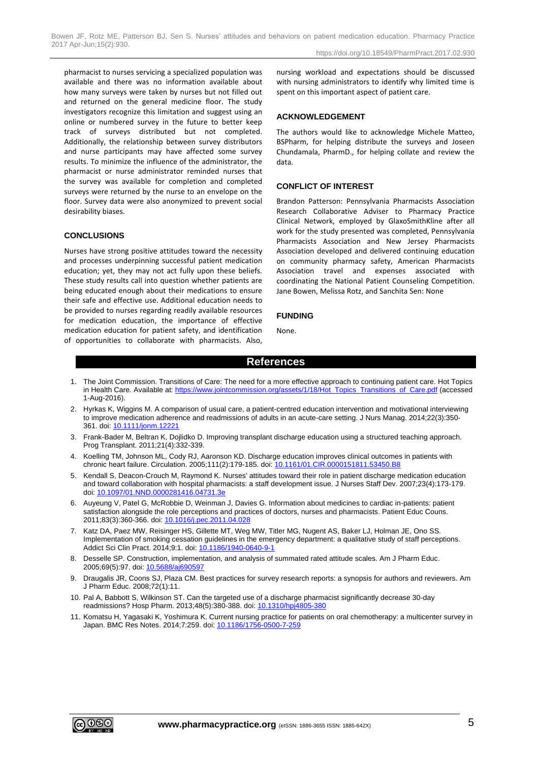pharmacist to nurses servicing a specialized population was available and there was no information available about how many surveys were taken by nurses but not filled out and returned on the general medicine floor. The study investigators recognize this limitation and suggest using an online or numbered survey in the future to better keep track of surveys distributed but not completed. Additionally, the relationship between survey distributors and nurse participants may have affected some survey results. To minimize the influence of the administrator, the pharmacist or nurse administrator reminded nurses that the survey was available for completion and completed surveys were returned by the nurse to an envelope on the floor. Survey data were also anonymized to prevent social desirability biases.

## CONCLUSIONS

Nurses have strong positive attitudes toward the necessity and processes underpinning successful patient medication education; yet, they may not act fully upon these beliefs. These study results call into question whether patients are being educated enough about their medications to ensure their safe and effective use. Additional education needs to be provided to nurses regarding readily available resources for medication education, the importance of effective medication education for patient safety, and identification of opportunities to collaborate with pharmacists. Also, nursing workload and expectations should be discussed with nursing administrators to identify why limited time is spent on this important aspect of patient care.

## ACKNOWLEDGEMENT

The authors would like to acknowledge Michele Matteo, BSPharm, for helping distribute the surveys and Joseen Chundamala, PharmD., for helping collate and review the data.

## CONFLICT OF INTEREST

Brandon Patterson: Pennsylvania Pharmacists Association Research Collaborative Adviser to Pharmacy Practice Clinical Network, employed by GlaxoSmithKline after all work for the study presented was completed, Pennsylvania Pharmacists Association and New Jersey Pharmacists Association developed and delivered continuing education on community pharmacy safety, American Pharmacists Association travel and expenses associated with coordinating the National Patient Counseling Competition. Jane Bowen, Melissa Rotz, and Sanchita Sen: None

## FUNDING

None.

## References

1. The Joint Commission. Transitions of Care: The need for a more effective approach to continuing patient care. Hot Topics in Health Care. Available at: https://www.jointcommission.org/assets/1/18/Hot_Topics_Transitions_of_Care.pdf (accessed 1-Aug-2016).
2. Hyrkas K, Wiggins M. A comparison of usual care, a patient-centred education intervention and motivational interviewing to improve medication adherence and readmissions of adults in an acute-care setting. J Nurs Manag. 2014;22(3):350-361. doi: 10.1111/jonm.12221
3. Frank-Bader M, Beltran K, Dojlidko D. Improving transplant discharge education using a structured teaching approach. Prog Transplant. 2011;21(4):332-339.
4. Koelling TM, Johnson ML, Cody RJ, Aaronson KD. Discharge education improves clinical outcomes in patients with chronic heart failure. Circulation. 2005;111(2):179-185. doi: 10.1161/01.CIR.0000151811.53450.B8
5. Kendall S, Deacon-Crouch M, Raymond K. Nurses' attitudes toward their role in patient discharge medication education and toward collaboration with hospital pharmacists: a staff development issue. J Nurses Staff Dev. 2007;23(4):173-179. doi: 10.1097/01.NND.0000281416.04731.3e
6. Auyeung V, Patel G, McRobbie D, Weinman J, Davies G. Information about medicines to cardiac in-patients: patient satisfaction alongside the role perceptions and practices of doctors, nurses and pharmacists. Patient Educ Couns. 2011;83(3):360-366. doi: 10.1016/j.pec.2011.04.028
7. Katz DA, Paez MW, Reisinger HS, Gillette MT, Weg MW, Titler MG, Nugent AS, Baker LJ, Holman JE, Ono SS. Implementation of smoking cessation guidelines in the emergency department: a qualitative study of staff perceptions. Addict Sci Clin Pract. 2014;9:1. doi: 10.1186/1940-0640-9-1
8. Desselle SP. Construction, implementation, and analysis of summated rated attitude scales. Am J Pharm Educ. 2005;69(5):97. doi: 10.5688/aj690597
9. Draugalis JR, Coons SJ, Plaza CM. Best practices for survey research reports: a synopsis for authors and reviewers. Am J Pharm Educ. 2008;72(1):11.
10. Pal A, Babbott S, Wilkinson ST. Can the targeted use of a discharge pharmacist significantly decrease 30-day readmissions? Hosp Pharm. 2013;48(5):380-388. doi: 10.1310/hpj4805-380
11. Komatsu H, Yagasaki K, Yoshimura K. Current nursing practice for patients on oral chemotherapy: a multicenter survey in Japan. BMC Res Notes. 2014;7:259. doi: 10.1186/1756-0500-7-259